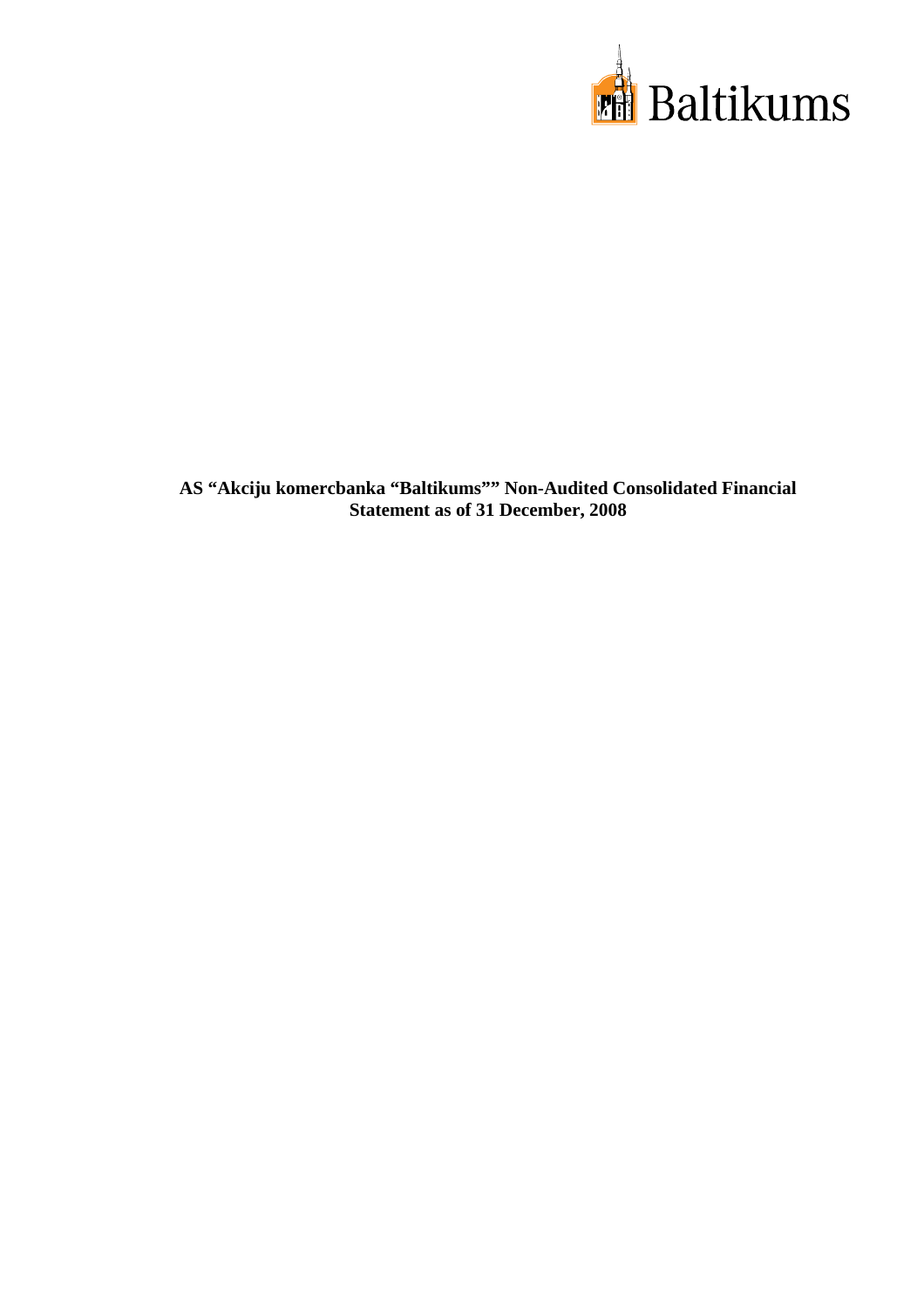Baltikums

**AS "Akciju komercbanka "Baltikums"" Non-Audited Consolidated Financial Statement as of 31 December, 2008**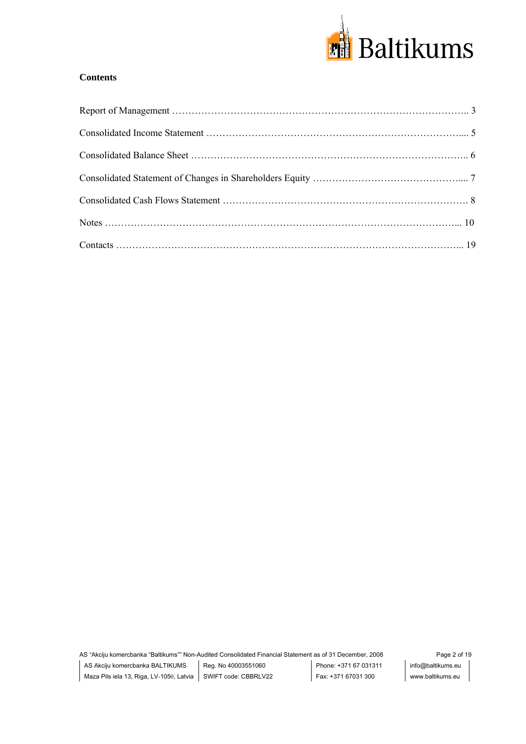**Contents**

| | |
|---|---|
| Report of Management | 3 |
| Consolidated Income Statement | 5 |
| Consolidated Balance Sheet | 6 |
| Consolidated Statement of Changes in Shareholders Equity | 7 |
| Consolidated Cash Flows Statement | 8 |
| Notes | 10 |
| Contacts | 19 |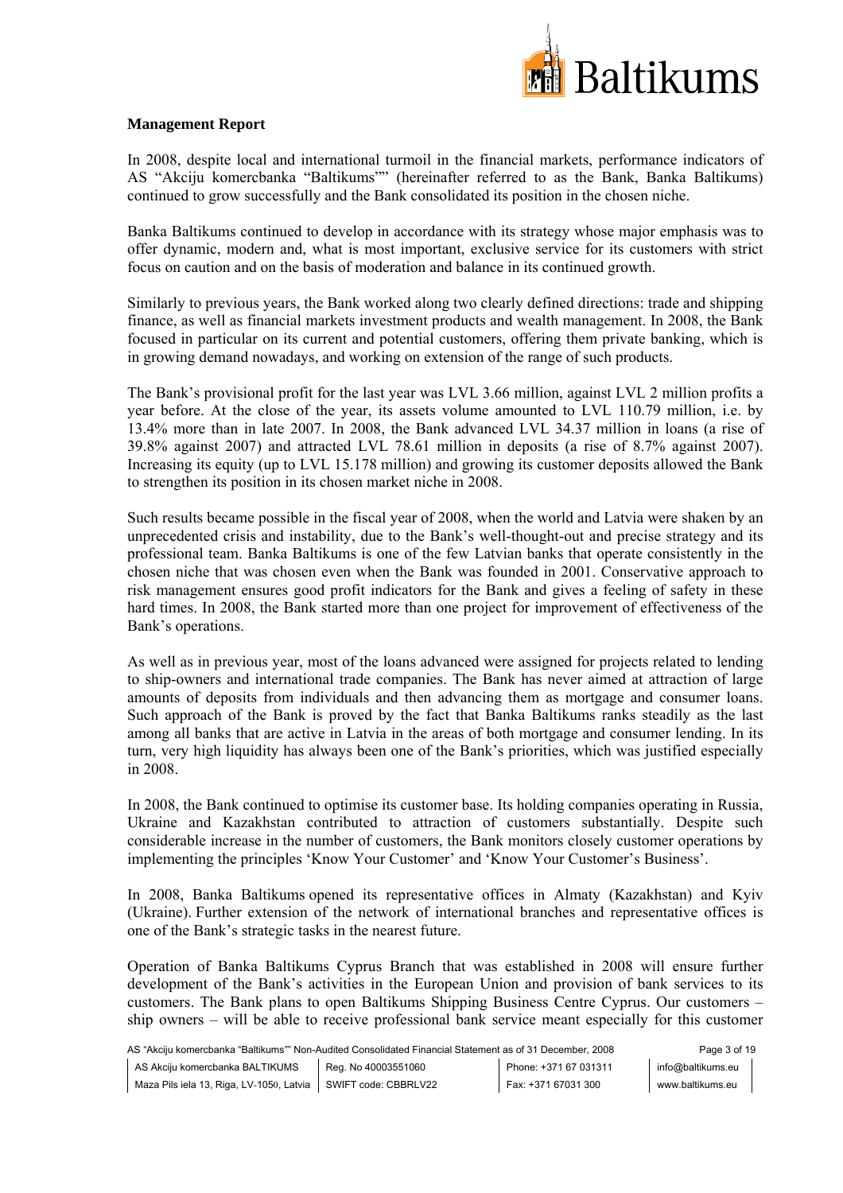**Management Report**

In 2008, despite local and international turmoil in the financial markets, performance indicators of AS "Akciju komercbanka "Baltikums"" (hereinafter referred to as the Bank, Banka Baltikums) continued to grow successfully and the Bank consolidated its position in the chosen niche.

Banka Baltikums continued to develop in accordance with its strategy whose major emphasis was to offer dynamic, modern and, what is most important, exclusive service for its customers with strict focus on caution and on the basis of moderation and balance in its continued growth.

Similarly to previous years, the Bank worked along two clearly defined directions: trade and shipping finance, as well as financial markets investment products and wealth management. In 2008, the Bank focused in particular on its current and potential customers, offering them private banking, which is in growing demand nowadays, and working on extension of the range of such products.

The Bank's provisional profit for the last year was LVL 3.66 million, against LVL 2 million profits a year before. At the close of the year, its assets volume amounted to LVL 110.79 million, i.e. by 13.4% more than in late 2007. In 2008, the Bank advanced LVL 34.37 million in loans (a rise of 39.8% against 2007) and attracted LVL 78.61 million in deposits (a rise of 8.7% against 2007). Increasing its equity (up to LVL 15.178 million) and growing its customer deposits allowed the Bank to strengthen its position in its chosen market niche in 2008.

Such results became possible in the fiscal year of 2008, when the world and Latvia were shaken by an unprecedented crisis and instability, due to the Bank's well-thought-out and precise strategy and its professional team. Banka Baltikums is one of the few Latvian banks that operate consistently in the chosen niche that was chosen even when the Bank was founded in 2001. Conservative approach to risk management ensures good profit indicators for the Bank and gives a feeling of safety in these hard times. In 2008, the Bank started more than one project for improvement of effectiveness of the Bank's operations.

As well as in previous year, most of the loans advanced were assigned for projects related to lending to ship-owners and international trade companies. The Bank has never aimed at attraction of large amounts of deposits from individuals and then advancing them as mortgage and consumer loans. Such approach of the Bank is proved by the fact that Banka Baltikums ranks steadily as the last among all banks that are active in Latvia in the areas of both mortgage and consumer lending. In its turn, very high liquidity has always been one of the Bank's priorities, which was justified especially in 2008.

In 2008, the Bank continued to optimise its customer base. Its holding companies operating in Russia, Ukraine and Kazakhstan contributed to attraction of customers substantially. Despite such considerable increase in the number of customers, the Bank monitors closely customer operations by implementing the principles 'Know Your Customer' and 'Know Your Customer's Business'.

In 2008, Banka Baltikums opened its representative offices in Almaty (Kazakhstan) and Kyiv (Ukraine). Further extension of the network of international branches and representative offices is one of the Bank's strategic tasks in the nearest future.

Operation of Banka Baltikums Cyprus Branch that was established in 2008 will ensure further development of the Bank's activities in the European Union and provision of bank services to its customers. The Bank plans to open Baltikums Shipping Business Centre Cyprus. Our customers – ship owners – will be able to receive professional bank service meant especially for this customer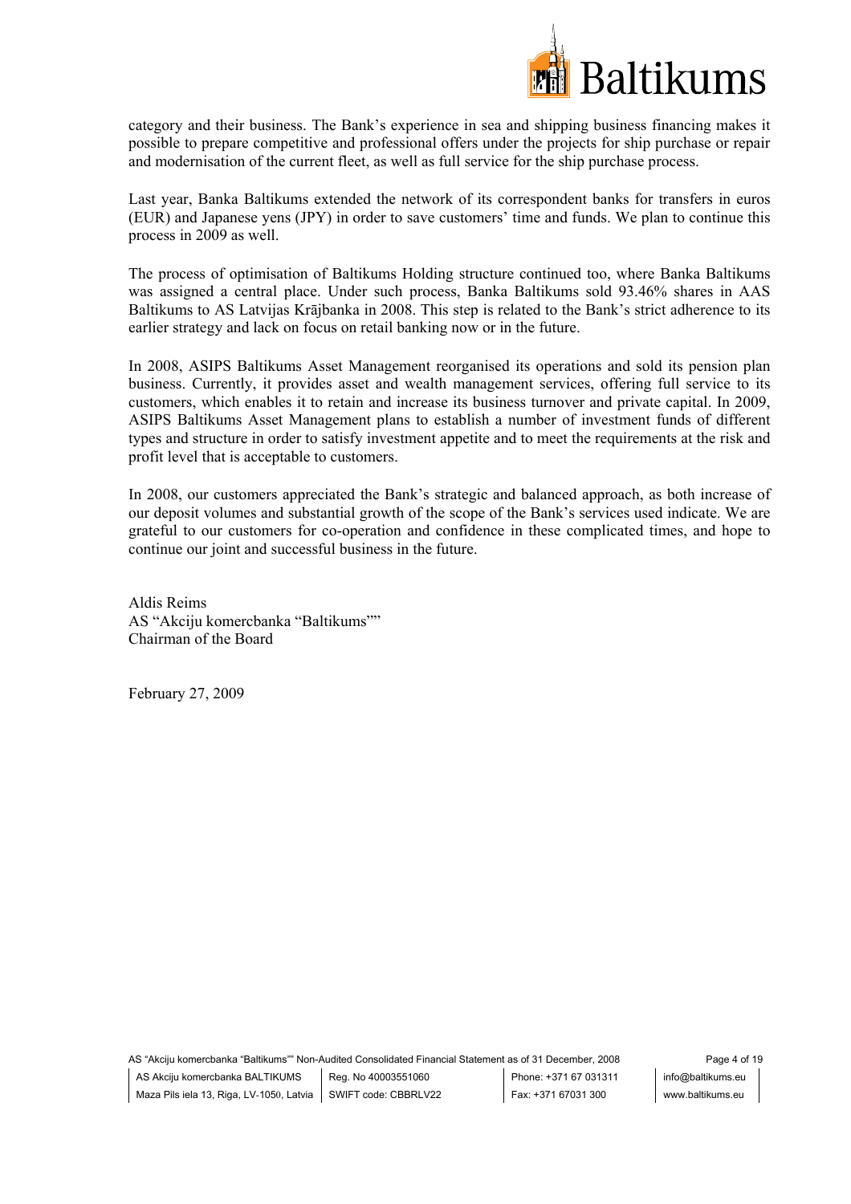category and their business. The Bank's experience in sea and shipping business financing makes it possible to prepare competitive and professional offers under the projects for ship purchase or repair and modernisation of the current fleet, as well as full service for the ship purchase process.

Last year, Banka Baltikums extended the network of its correspondent banks for transfers in euros (EUR) and Japanese yens (JPY) in order to save customers' time and funds. We plan to continue this process in 2009 as well.

The process of optimisation of Baltikums Holding structure continued too, where Banka Baltikums was assigned a central place. Under such process, Banka Baltikums sold 93.46% shares in AAS Baltikums to AS Latvijas Krājbanka in 2008. This step is related to the Bank's strict adherence to its earlier strategy and lack on focus on retail banking now or in the future.

In 2008, ASIPS Baltikums Asset Management reorganised its operations and sold its pension plan business. Currently, it provides asset and wealth management services, offering full service to its customers, which enables it to retain and increase its business turnover and private capital. In 2009, ASIPS Baltikums Asset Management plans to establish a number of investment funds of different types and structure in order to satisfy investment appetite and to meet the requirements at the risk and profit level that is acceptable to customers.

In 2008, our customers appreciated the Bank's strategic and balanced approach, as both increase of our deposit volumes and substantial growth of the scope of the Bank's services used indicate. We are grateful to our customers for co-operation and confidence in these complicated times, and hope to continue our joint and successful business in the future.

Aldis Reims
AS "Akciju komercbanka "Baltikums""
Chairman of the Board

February 27, 2009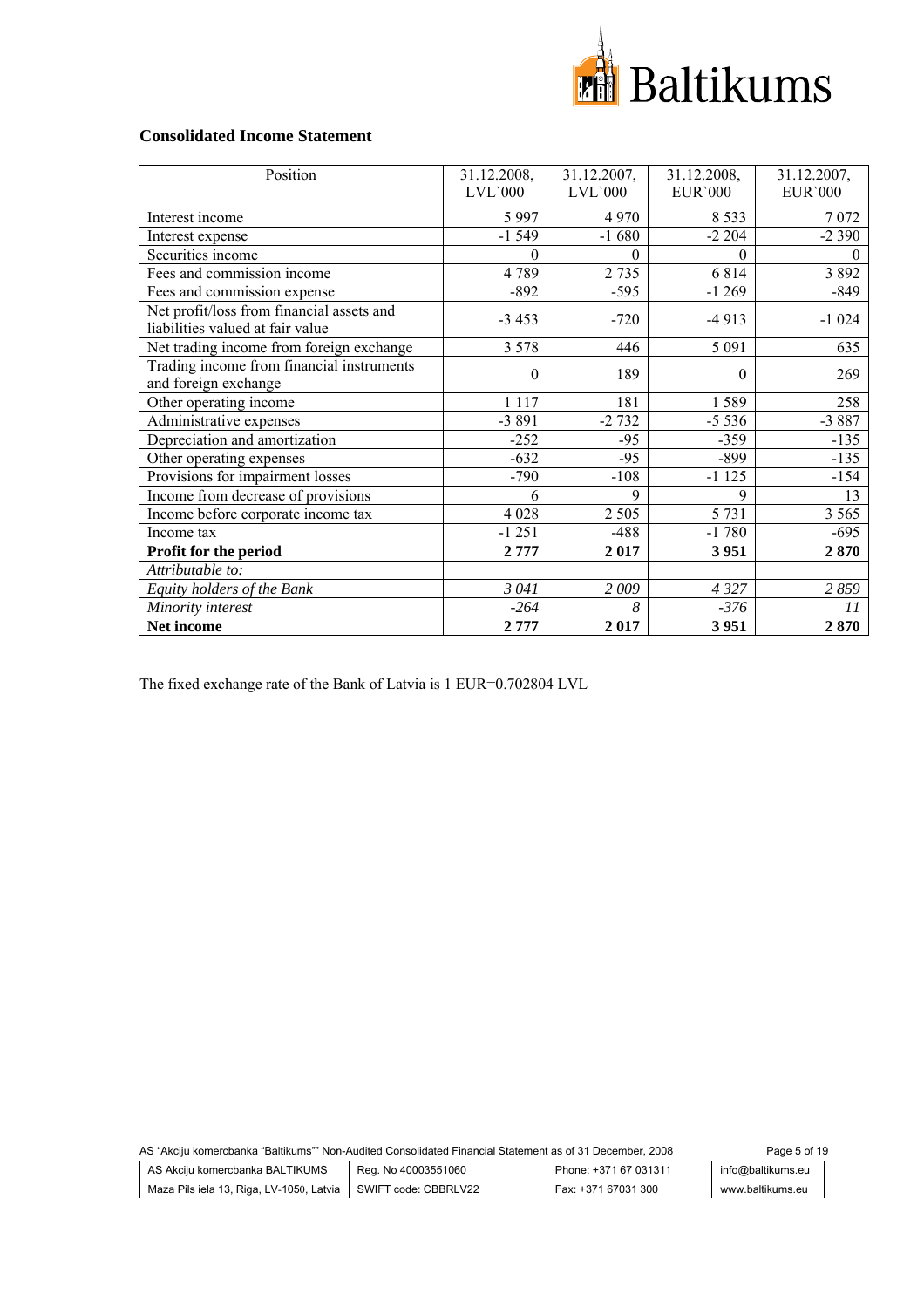## Consolidated Income Statement

| Position | 31.12.2008, LVL`000 | 31.12.2007, LVL`000 | 31.12.2008, EUR`000 | 31.12.2007, EUR`000 |
|---|---|---|---|---|
| Interest income | 5 997 | 4 970 | 8 533 | 7 072 |
| Interest expense | -1 549 | -1 680 | -2 204 | -2 390 |
| Securities income | 0 | 0 | 0 | 0 |
| Fees and commission income | 4 789 | 2 735 | 6 814 | 3 892 |
| Fees and commission expense | -892 | -595 | -1 269 | -849 |
| Net profit/loss from financial assets and liabilities valued at fair value | -3 453 | -720 | -4 913 | -1 024 |
| Net trading income from foreign exchange | 3 578 | 446 | 5 091 | 635 |
| Trading income from financial instruments and foreign exchange | 0 | 189 | 0 | 269 |
| Other operating income | 1 117 | 181 | 1 589 | 258 |
| Administrative expenses | -3 891 | -2 732 | -5 536 | -3 887 |
| Depreciation and amortization | -252 | -95 | -359 | -135 |
| Other operating expenses | -632 | -95 | -899 | -135 |
| Provisions for impairment losses | -790 | -108 | -1 125 | -154 |
| Income from decrease of provisions | 6 | 9 | 9 | 13 |
| Income before corporate income tax | 4 028 | 2 505 | 5 731 | 3 565 |
| Income tax | -1 251 | -488 | -1 780 | -695 |
| **Profit for the period** | **2 777** | **2 017** | **3 951** | **2 870** |
| *Attributable to:* | | | | |
| *Equity holders of the Bank* | *3 041* | *2 009* | *4 327* | *2 859* |
| *Minority interest* | *-264* | *8* | *-376* | *11* |
| **Net income** | **2 777** | **2 017** | **3 951** | **2 870** |

The fixed exchange rate of the Bank of Latvia is 1 EUR=0.702804 LVL

AS "Akciju komercbanka "Baltikums"" Non-Audited Consolidated Financial Statement as of 31 December, 2008

| AS Akciju komercbanka BALTIKUMS | Reg. No 40003551060 | Phone: +371 67 031311 | info@baltikums.eu |
|---|---|---|---|
| Maza Pils iela 13, Riga, LV-1050, Latvia | SWIFT code: CBBRLV22 | Fax: +371 67031 300 | www.baltikums.eu |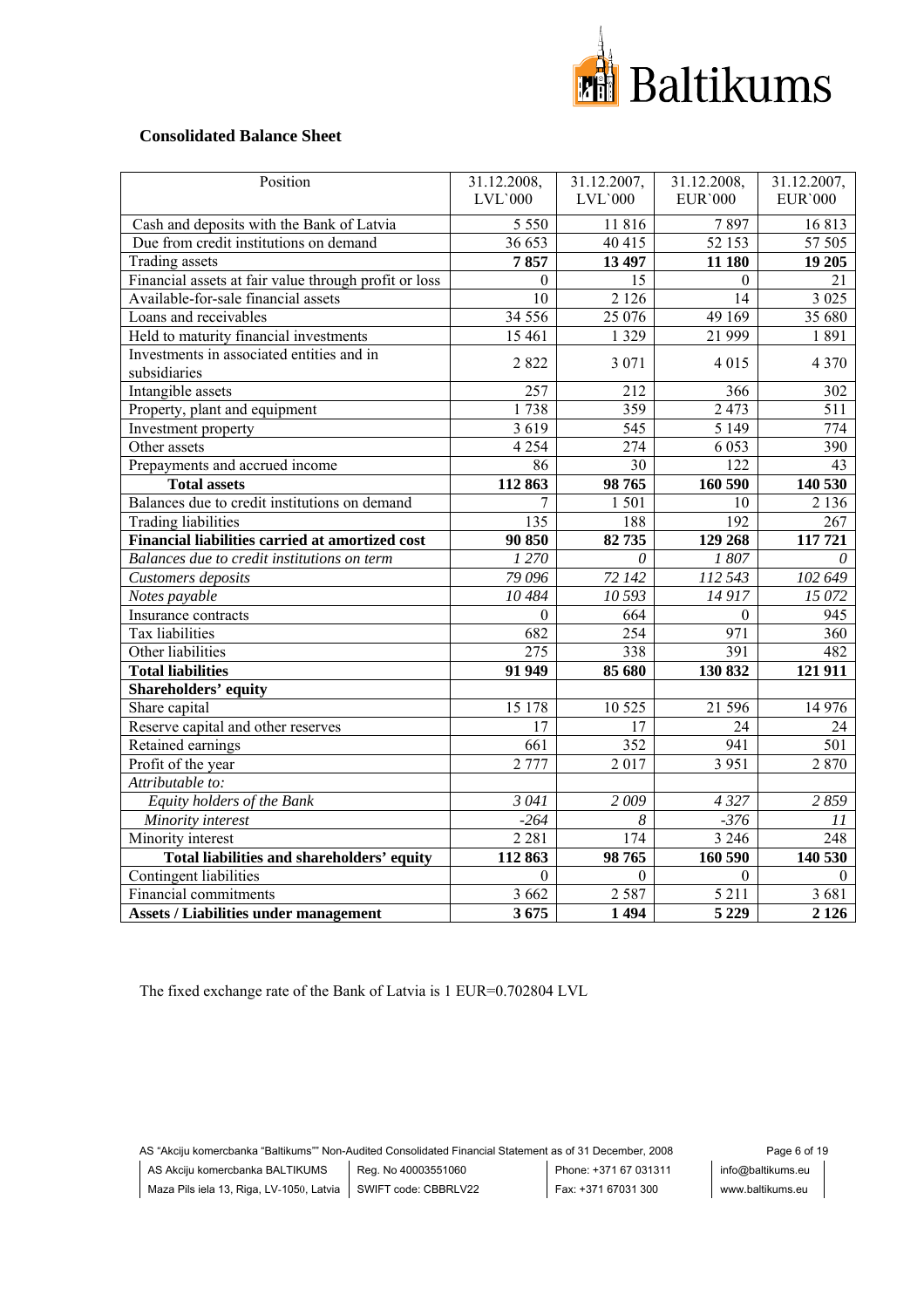**Consolidated Balance Sheet**

| Position | 31.12.2008, LVL`000 | 31.12.2007, LVL`000 | 31.12.2008, EUR`000 | 31.12.2007, EUR`000 |
|---|---|---|---|---|
| Cash and deposits with the Bank of Latvia | 5 550 | 11 816 | 7 897 | 16 813 |
| Due from credit institutions on demand | 36 653 | 40 415 | 52 153 | 57 505 |
| Trading assets | **7 857** | **13 497** | **11 180** | **19 205** |
| Financial assets at fair value through profit or loss | 0 | 15 | 0 | 21 |
| Available-for-sale financial assets | 10 | 2 126 | 14 | 3 025 |
| Loans and receivables | 34 556 | 25 076 | 49 169 | 35 680 |
| Held to maturity financial investments | 15 461 | 1 329 | 21 999 | 1 891 |
| Investments in associated entities and in subsidiaries | 2 822 | 3 071 | 4 015 | 4 370 |
| Intangible assets | 257 | 212 | 366 | 302 |
| Property, plant and equipment | 1 738 | 359 | 2 473 | 511 |
| Investment property | 3 619 | 545 | 5 149 | 774 |
| Other assets | 4 254 | 274 | 6 053 | 390 |
| Prepayments and accrued income | 86 | 30 | 122 | 43 |
| **Total assets** | **112 863** | **98 765** | **160 590** | **140 530** |
| Balances due to credit institutions on demand | 7 | 1 501 | 10 | 2 136 |
| Trading liabilities | 135 | 188 | 192 | 267 |
| **Financial liabilities carried at amortized cost** | **90 850** | **82 735** | **129 268** | **117 721** |
| *Balances due to credit institutions on term* | *1 270* | *0* | *1 807* | *0* |
| *Customers deposits* | *79 096* | *72 142* | *112 543* | *102 649* |
| *Notes payable* | *10 484* | *10 593* | *14 917* | *15 072* |
| Insurance contracts | 0 | 664 | 0 | 945 |
| Tax liabilities | 682 | 254 | 971 | 360 |
| Other liabilities | 275 | 338 | 391 | 482 |
| **Total liabilities** | **91 949** | **85 680** | **130 832** | **121 911** |
| **Shareholders' equity** | | | | |
| Share capital | 15 178 | 10 525 | 21 596 | 14 976 |
| Reserve capital and other reserves | 17 | 17 | 24 | 24 |
| Retained earnings | 661 | 352 | 941 | 501 |
| Profit of the year | 2 777 | 2 017 | 3 951 | 2 870 |
| *Attributable to:* | | | | |
| *Equity holders of the Bank* | *3 041* | *2 009* | *4 327* | *2 859* |
| *Minority interest* | *-264* | *8* | *-376* | *11* |
| Minority interest | 2 281 | 174 | 3 246 | 248 |
| **Total liabilities and shareholders' equity** | **112 863** | **98 765** | **160 590** | **140 530** |
| Contingent liabilities | 0 | 0 | 0 | 0 |
| Financial commitments | 3 662 | 2 587 | 5 211 | 3 681 |
| **Assets / Liabilities under management** | **3 675** | **1 494** | **5 229** | **2 126** |

The fixed exchange rate of the Bank of Latvia is 1 EUR=0.702804 LVL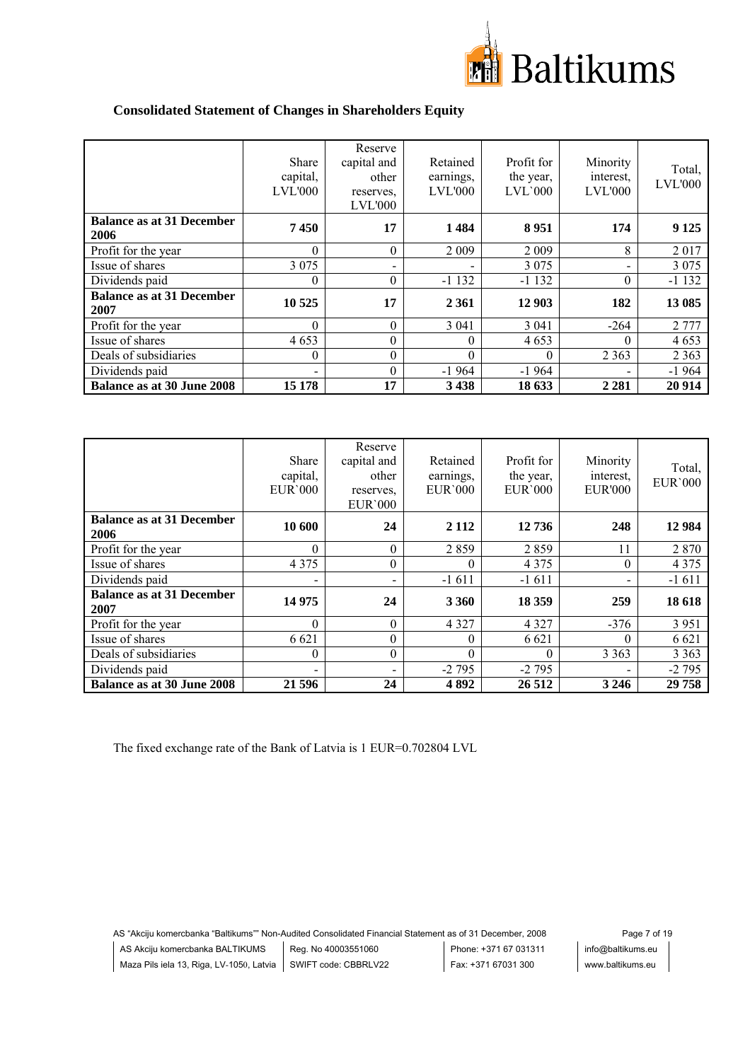## Consolidated Statement of Changes in Shareholders Equity

| | Share capital, LVL'000 | Reserve capital and other reserves, LVL'000 | Retained earnings, LVL'000 | Profit for the year, LVL`000 | Minority interest, LVL'000 | Total, LVL'000 |
|---|---|---|---|---|---|---|
| **Balance as at 31 December 2006** | **7 450** | **17** | **1 484** | **8 951** | **174** | **9 125** |
| Profit for the year | 0 | 0 | 2 009 | 2 009 | 8 | 2 017 |
| Issue of shares | 3 075 | - | - | 3 075 | - | 3 075 |
| Dividends paid | 0 | 0 | -1 132 | -1 132 | 0 | -1 132 |
| **Balance as at 31 December 2007** | **10 525** | **17** | **2 361** | **12 903** | **182** | **13 085** |
| Profit for the year | 0 | 0 | 3 041 | 3 041 | -264 | 2 777 |
| Issue of shares | 4 653 | 0 | 0 | 4 653 | 0 | 4 653 |
| Deals of subsidiaries | 0 | 0 | 0 | 0 | 2 363 | 2 363 |
| Dividends paid | - | 0 | -1 964 | -1 964 | - | -1 964 |
| **Balance as at 30 June 2008** | **15 178** | **17** | **3 438** | **18 633** | **2 281** | **20 914** |

| | Share capital, EUR`000 | Reserve capital and other reserves, EUR`000 | Retained earnings, EUR`000 | Profit for the year, EUR`000 | Minority interest, EUR'000 | Total, EUR`000 |
|---|---|---|---|---|---|---|
| **Balance as at 31 December 2006** | **10 600** | **24** | **2 112** | **12 736** | **248** | **12 984** |
| Profit for the year | 0 | 0 | 2 859 | 2 859 | 11 | 2 870 |
| Issue of shares | 4 375 | 0 | 0 | 4 375 | 0 | 4 375 |
| Dividends paid | - | - | -1 611 | -1 611 | - | -1 611 |
| **Balance as at 31 December 2007** | **14 975** | **24** | **3 360** | **18 359** | **259** | **18 618** |
| Profit for the year | 0 | 0 | 4 327 | 4 327 | -376 | 3 951 |
| Issue of shares | 6 621 | 0 | 0 | 6 621 | 0 | 6 621 |
| Deals of subsidiaries | 0 | 0 | 0 | 0 | 3 363 | 3 363 |
| Dividends paid | - | - | -2 795 | -2 795 | - | -2 795 |
| **Balance as at 30 June 2008** | **21 596** | **24** | **4 892** | **26 512** | **3 246** | **29 758** |

The fixed exchange rate of the Bank of Latvia is 1 EUR=0.702804 LVL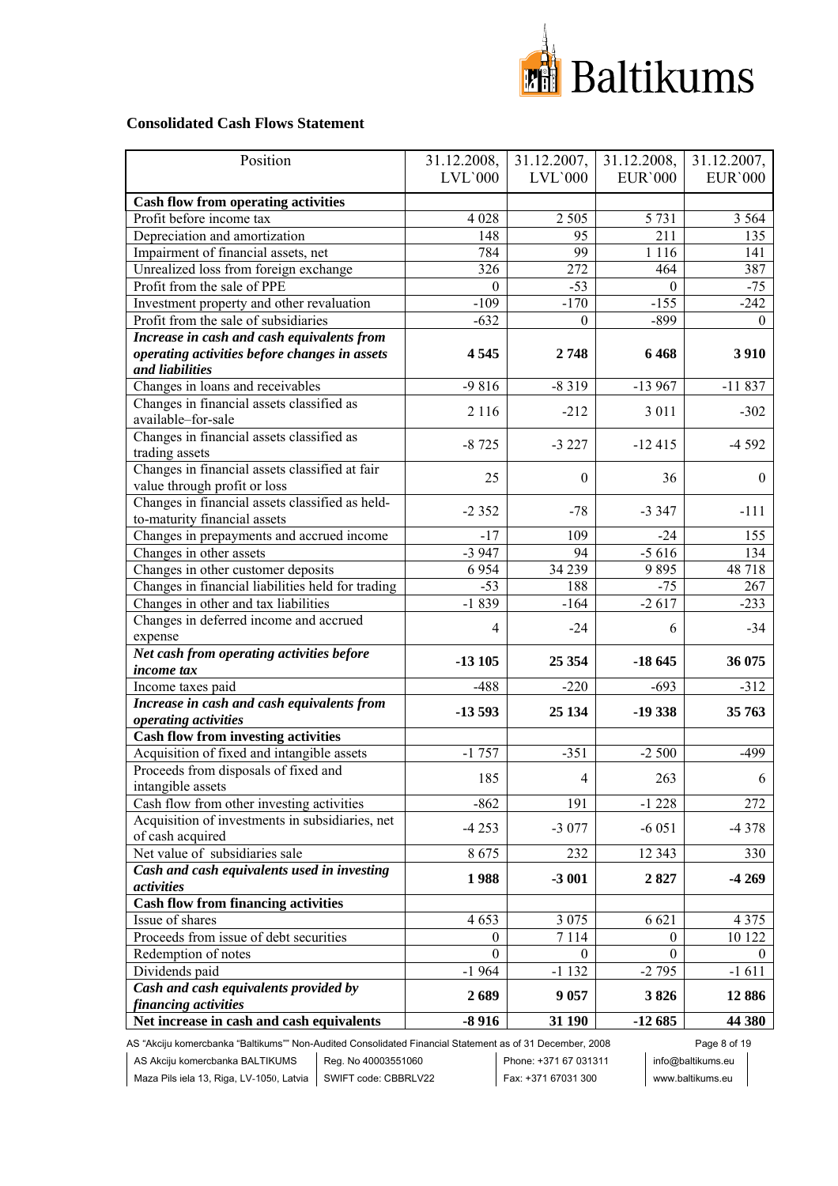## Consolidated Cash Flows Statement

| Position | 31.12.2008, LVL`000 | 31.12.2007, LVL`000 | 31.12.2008, EUR`000 | 31.12.2007, EUR`000 |
|---|---|---|---|---|
| **Cash flow from operating activities** | | | | |
| Profit before income tax | 4 028 | 2 505 | 5 731 | 3 564 |
| Depreciation and amortization | 148 | 95 | 211 | 135 |
| Impairment of financial assets, net | 784 | 99 | 1 116 | 141 |
| Unrealized loss from foreign exchange | 326 | 272 | 464 | 387 |
| Profit from the sale of PPE | 0 | -53 | 0 | -75 |
| Investment property and other revaluation | -109 | -170 | -155 | -242 |
| Profit from the sale of subsidiaries | -632 | 0 | -899 | 0 |
| ***Increase in cash and cash equivalents from operating activities before changes in assets and liabilities*** | **4 545** | **2 748** | **6 468** | **3 910** |
| Changes in loans and receivables | -9 816 | -8 319 | -13 967 | -11 837 |
| Changes in financial assets classified as available–for-sale | 2 116 | -212 | 3 011 | -302 |
| Changes in financial assets classified as trading assets | -8 725 | -3 227 | -12 415 | -4 592 |
| Changes in financial assets classified at fair value through profit or loss | 25 | 0 | 36 | 0 |
| Changes in financial assets classified as held-to-maturity financial assets | -2 352 | -78 | -3 347 | -111 |
| Changes in prepayments and accrued income | -17 | 109 | -24 | 155 |
| Changes in other assets | -3 947 | 94 | -5 616 | 134 |
| Changes in other customer deposits | 6 954 | 34 239 | 9 895 | 48 718 |
| Changes in financial liabilities held for trading | -53 | 188 | -75 | 267 |
| Changes in other and tax liabilities | -1 839 | -164 | -2 617 | -233 |
| Changes in deferred income and accrued expense | 4 | -24 | 6 | -34 |
| ***Net cash from operating activities before income tax*** | **-13 105** | **25 354** | **-18 645** | **36 075** |
| Income taxes paid | -488 | -220 | -693 | -312 |
| ***Increase in cash and cash equivalents from operating activities*** | **-13 593** | **25 134** | **-19 338** | **35 763** |
| **Cash flow from investing activities** | | | | |
| Acquisition of fixed and intangible assets | -1 757 | -351 | -2 500 | -499 |
| Proceeds from disposals of fixed and intangible assets | 185 | 4 | 263 | 6 |
| Cash flow from other investing activities | -862 | 191 | -1 228 | 272 |
| Acquisition of investments in subsidiaries, net of cash acquired | -4 253 | -3 077 | -6 051 | -4 378 |
| Net value of subsidiaries sale | 8 675 | 232 | 12 343 | 330 |
| ***Cash and cash equivalents used in investing activities*** | **1 988** | **-3 001** | **2 827** | **-4 269** |
| **Cash flow from financing activities** | | | | |
| Issue of shares | 4 653 | 3 075 | 6 621 | 4 375 |
| Proceeds from issue of debt securities | 0 | 7 114 | 0 | 10 122 |
| Redemption of notes | 0 | 0 | 0 | 0 |
| Dividends paid | -1 964 | -1 132 | -2 795 | -1 611 |
| ***Cash and cash equivalents provided by financing activities*** | **2 689** | **9 057** | **3 826** | **12 886** |
| **Net increase in cash and cash equivalents** | **-8 916** | **31 190** | **-12 685** | **44 380** |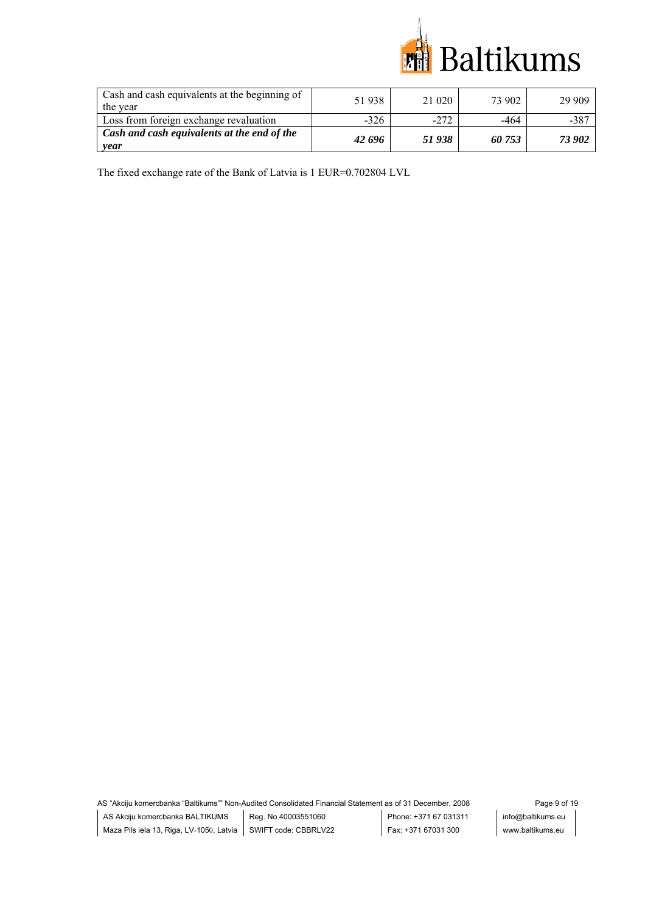| | | | | |
|---|---|---|---|---|
| Cash and cash equivalents at the beginning of the year | 51 938 | 21 020 | 73 902 | 29 909 |
| Loss from foreign exchange revaluation | -326 | -272 | -464 | -387 |
| ***Cash and cash equivalents at the end of the year*** | ***42 696*** | ***51 938*** | ***60 753*** | ***73 902*** |

The fixed exchange rate of the Bank of Latvia is 1 EUR=0.702804 LVL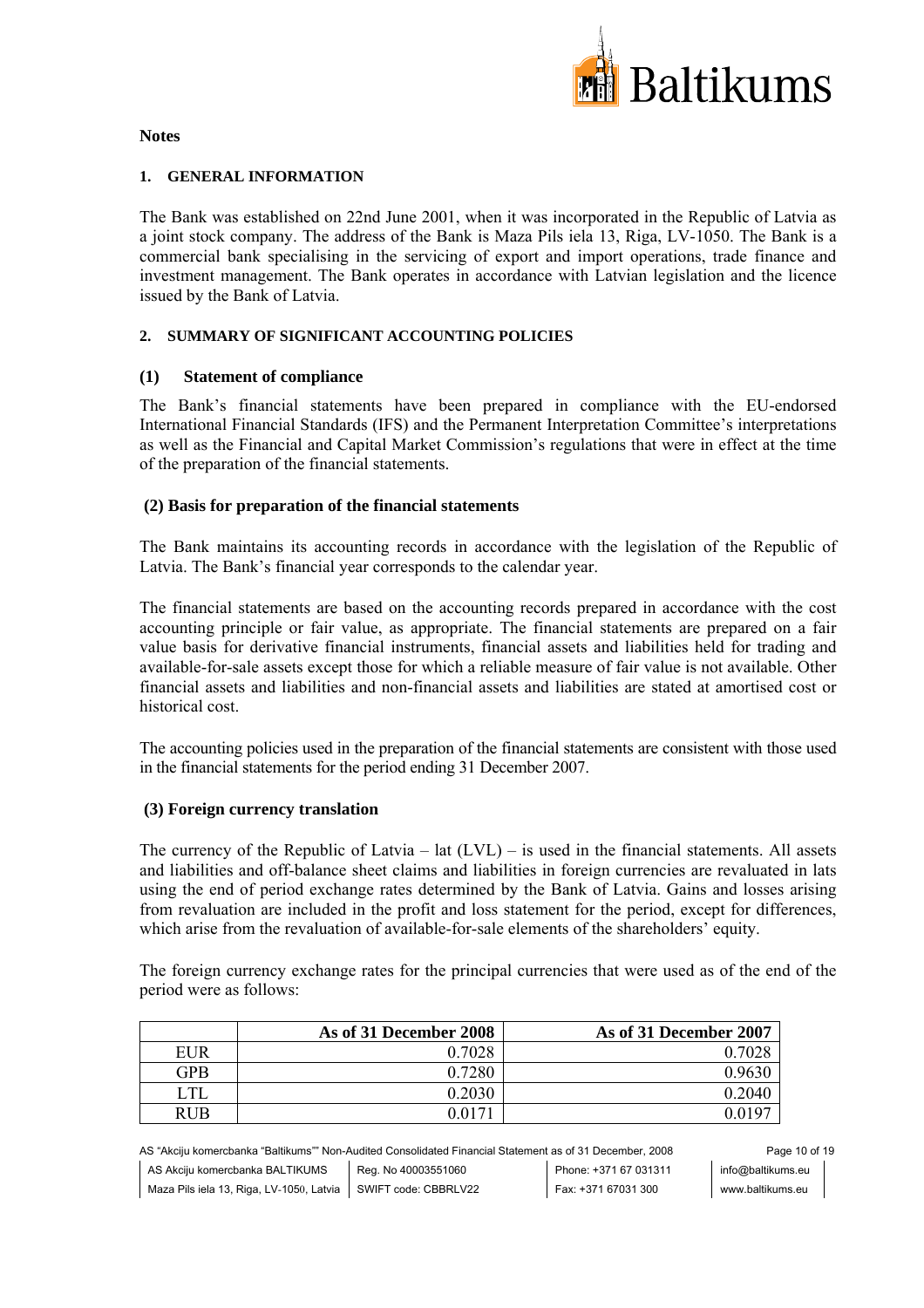**Notes**

## 1. GENERAL INFORMATION

The Bank was established on 22nd June 2001, when it was incorporated in the Republic of Latvia as a joint stock company. The address of the Bank is Maza Pils iela 13, Riga, LV-1050. The Bank is a commercial bank specialising in the servicing of export and import operations, trade finance and investment management. The Bank operates in accordance with Latvian legislation and the licence issued by the Bank of Latvia.

## 2. SUMMARY OF SIGNIFICANT ACCOUNTING POLICIES

### (1) Statement of compliance

The Bank's financial statements have been prepared in compliance with the EU-endorsed International Financial Standards (IFS) and the Permanent Interpretation Committee's interpretations as well as the Financial and Capital Market Commission's regulations that were in effect at the time of the preparation of the financial statements.

### (2) Basis for preparation of the financial statements

The Bank maintains its accounting records in accordance with the legislation of the Republic of Latvia. The Bank's financial year corresponds to the calendar year.

The financial statements are based on the accounting records prepared in accordance with the cost accounting principle or fair value, as appropriate. The financial statements are prepared on a fair value basis for derivative financial instruments, financial assets and liabilities held for trading and available-for-sale assets except those for which a reliable measure of fair value is not available. Other financial assets and liabilities and non-financial assets and liabilities are stated at amortised cost or historical cost.

The accounting policies used in the preparation of the financial statements are consistent with those used in the financial statements for the period ending 31 December 2007.

### (3) Foreign currency translation

The currency of the Republic of Latvia – lat (LVL) – is used in the financial statements. All assets and liabilities and off-balance sheet claims and liabilities in foreign currencies are revaluated in lats using the end of period exchange rates determined by the Bank of Latvia. Gains and losses arising from revaluation are included in the profit and loss statement for the period, except for differences, which arise from the revaluation of available-for-sale elements of the shareholders' equity.

The foreign currency exchange rates for the principal currencies that were used as of the end of the period were as follows:

| | As of 31 December 2008 | As of 31 December 2007 |
|---|---|---|
| EUR | 0.7028 | 0.7028 |
| GPB | 0.7280 | 0.9630 |
| LTL | 0.2030 | 0.2040 |
| RUB | 0.0171 | 0.0197 |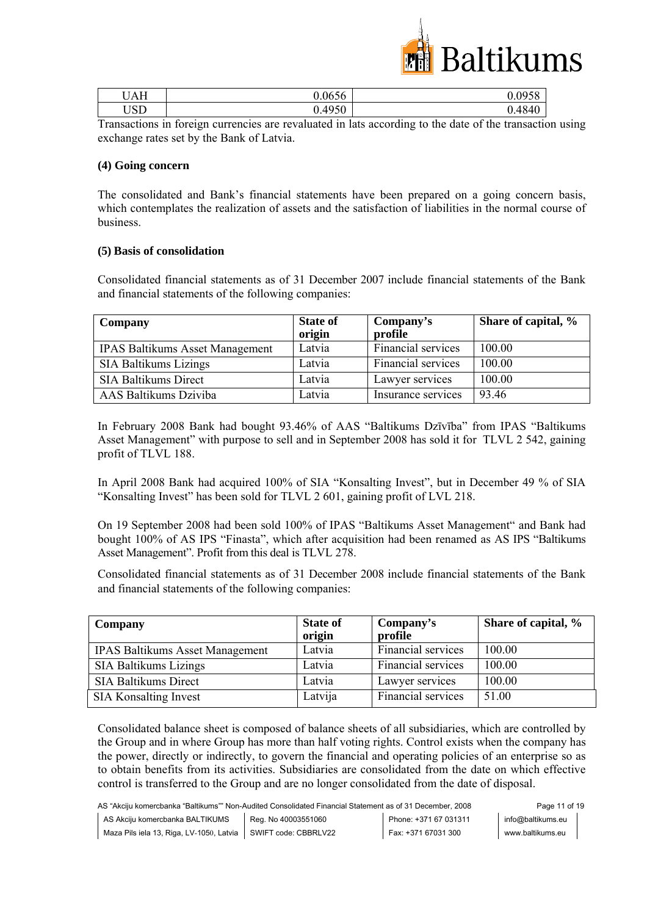| UAH | 0.0656 | 0.0958 |
| --- | --- | --- |
| USD | 0.4950 | 0.4840 |

Transactions in foreign currencies are revaluated in lats according to the date of the transaction using exchange rates set by the Bank of Latvia.

**(4) Going concern**

The consolidated and Bank's financial statements have been prepared on a going concern basis, which contemplates the realization of assets and the satisfaction of liabilities in the normal course of business.

**(5) Basis of consolidation**

Consolidated financial statements as of 31 December 2007 include financial statements of the Bank and financial statements of the following companies:

| Company | State of origin | Company's profile | Share of capital, % |
| --- | --- | --- | --- |
| IPAS Baltikums Asset Management | Latvia | Financial services | 100.00 |
| SIA Baltikums Lizings | Latvia | Financial services | 100.00 |
| SIA Baltikums Direct | Latvia | Lawyer services | 100.00 |
| AAS Baltikums Dziviba | Latvia | Insurance services | 93.46 |

In February 2008 Bank had bought 93.46% of AAS "Baltikums Dzīvība" from IPAS "Baltikums Asset Management" with purpose to sell and in September 2008 has sold it for TLVL 2 542, gaining profit of TLVL 188.

In April 2008 Bank had acquired 100% of SIA "Konsalting Invest", but in December 49 % of SIA "Konsalting Invest" has been sold for TLVL 2 601, gaining profit of LVL 218.

On 19 September 2008 had been sold 100% of IPAS "Baltikums Asset Management" and Bank had bought 100% of AS IPS "Finasta", which after acquisition had been renamed as AS IPS "Baltikums Asset Management". Profit from this deal is TLVL 278.

Consolidated financial statements as of 31 December 2008 include financial statements of the Bank and financial statements of the following companies:

| Company | State of origin | Company's profile | Share of capital, % |
| --- | --- | --- | --- |
| IPAS Baltikums Asset Management | Latvia | Financial services | 100.00 |
| SIA Baltikums Lizings | Latvia | Financial services | 100.00 |
| SIA Baltikums Direct | Latvia | Lawyer services | 100.00 |
| SIA Konsalting Invest | Latvija | Financial services | 51.00 |

Consolidated balance sheet is composed of balance sheets of all subsidiaries, which are controlled by the Group and in where Group has more than half voting rights. Control exists when the company has the power, directly or indirectly, to govern the financial and operating policies of an enterprise so as to obtain benefits from its activities. Subsidiaries are consolidated from the date on which effective control is transferred to the Group and are no longer consolidated from the date of disposal.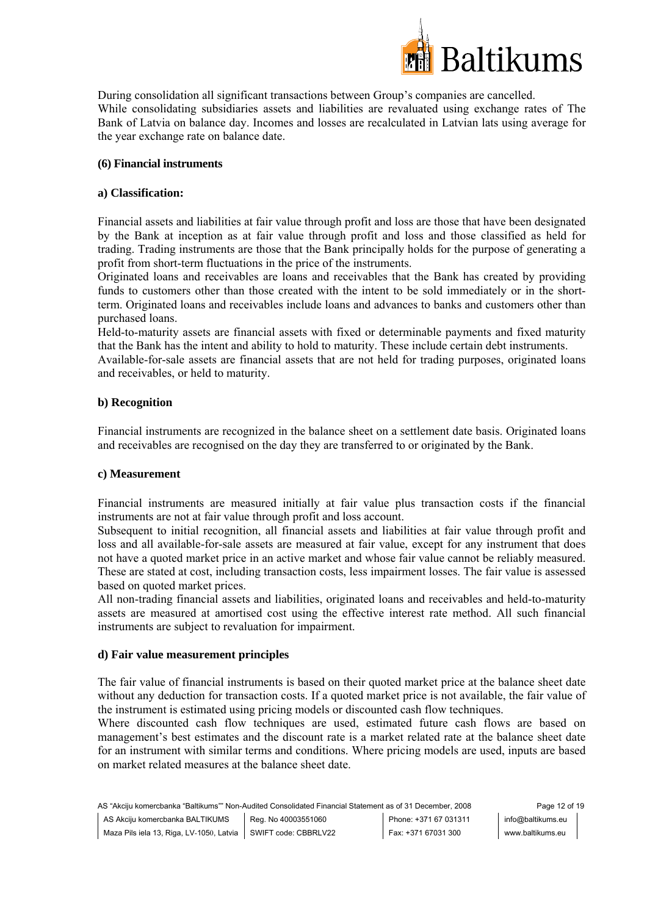During consolidation all significant transactions between Group's companies are cancelled.
While consolidating subsidiaries assets and liabilities are revaluated using exchange rates of The Bank of Latvia on balance day. Incomes and losses are recalculated in Latvian lats using average for the year exchange rate on balance date.

**(6) Financial instruments**

**a) Classification:**

Financial assets and liabilities at fair value through profit and loss are those that have been designated by the Bank at inception as at fair value through profit and loss and those classified as held for trading. Trading instruments are those that the Bank principally holds for the purpose of generating a profit from short-term fluctuations in the price of the instruments.
Originated loans and receivables are loans and receivables that the Bank has created by providing funds to customers other than those created with the intent to be sold immediately or in the short-term. Originated loans and receivables include loans and advances to banks and customers other than purchased loans.
Held-to-maturity assets are financial assets with fixed or determinable payments and fixed maturity that the Bank has the intent and ability to hold to maturity. These include certain debt instruments.
Available-for-sale assets are financial assets that are not held for trading purposes, originated loans and receivables, or held to maturity.

**b) Recognition**

Financial instruments are recognized in the balance sheet on a settlement date basis. Originated loans and receivables are recognised on the day they are transferred to or originated by the Bank.

**c) Measurement**

Financial instruments are measured initially at fair value plus transaction costs if the financial instruments are not at fair value through profit and loss account.
Subsequent to initial recognition, all financial assets and liabilities at fair value through profit and loss and all available-for-sale assets are measured at fair value, except for any instrument that does not have a quoted market price in an active market and whose fair value cannot be reliably measured. These are stated at cost, including transaction costs, less impairment losses. The fair value is assessed based on quoted market prices.
All non-trading financial assets and liabilities, originated loans and receivables and held-to-maturity assets are measured at amortised cost using the effective interest rate method. All such financial instruments are subject to revaluation for impairment.

**d) Fair value measurement principles**

The fair value of financial instruments is based on their quoted market price at the balance sheet date without any deduction for transaction costs. If a quoted market price is not available, the fair value of the instrument is estimated using pricing models or discounted cash flow techniques.
Where discounted cash flow techniques are used, estimated future cash flows are based on management's best estimates and the discount rate is a market related rate at the balance sheet date for an instrument with similar terms and conditions. Where pricing models are used, inputs are based on market related measures at the balance sheet date.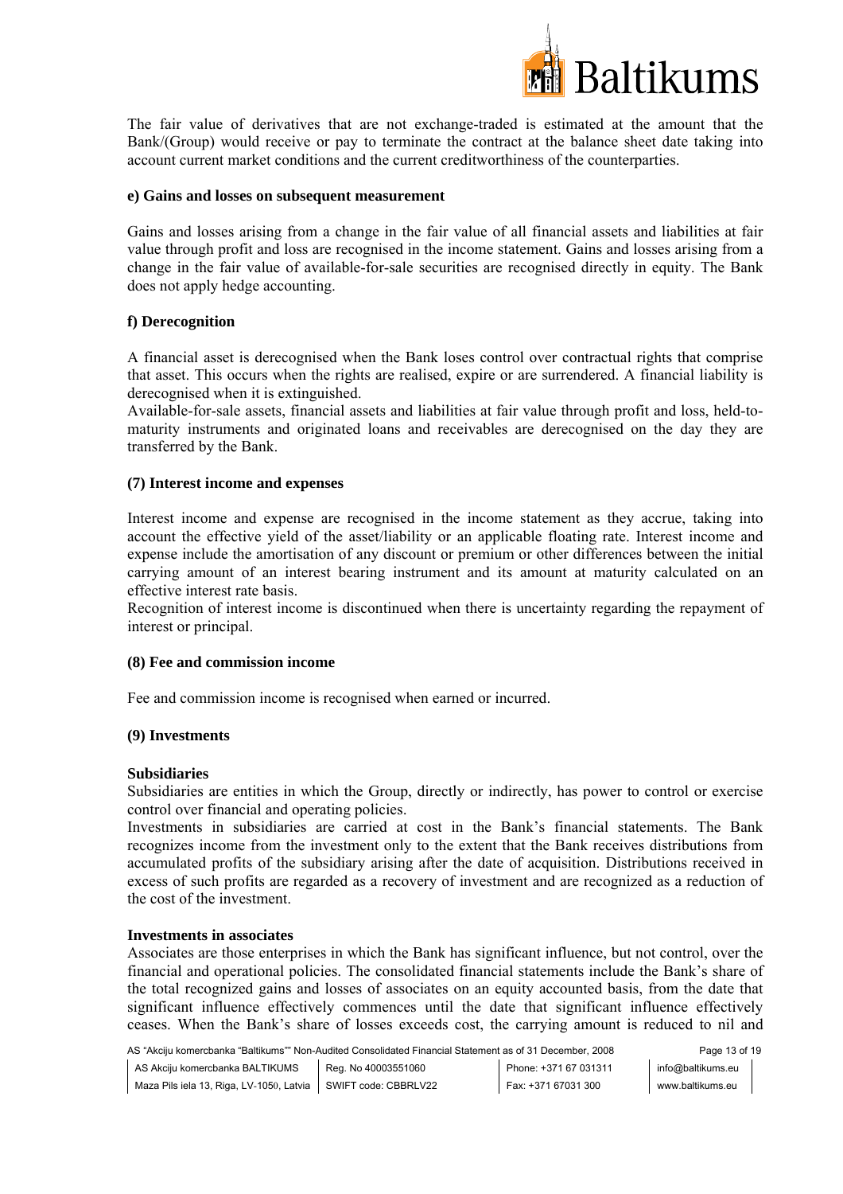The fair value of derivatives that are not exchange-traded is estimated at the amount that the Bank/(Group) would receive or pay to terminate the contract at the balance sheet date taking into account current market conditions and the current creditworthiness of the counterparties.

**e) Gains and losses on subsequent measurement**

Gains and losses arising from a change in the fair value of all financial assets and liabilities at fair value through profit and loss are recognised in the income statement. Gains and losses arising from a change in the fair value of available-for-sale securities are recognised directly in equity. The Bank does not apply hedge accounting.

**f) Derecognition**

A financial asset is derecognised when the Bank loses control over contractual rights that comprise that asset. This occurs when the rights are realised, expire or are surrendered. A financial liability is derecognised when it is extinguished.
Available-for-sale assets, financial assets and liabilities at fair value through profit and loss, held-to-maturity instruments and originated loans and receivables are derecognised on the day they are transferred by the Bank.

**(7) Interest income and expenses**

Interest income and expense are recognised in the income statement as they accrue, taking into account the effective yield of the asset/liability or an applicable floating rate. Interest income and expense include the amortisation of any discount or premium or other differences between the initial carrying amount of an interest bearing instrument and its amount at maturity calculated on an effective interest rate basis.
Recognition of interest income is discontinued when there is uncertainty regarding the repayment of interest or principal.

**(8) Fee and commission income**

Fee and commission income is recognised when earned or incurred.

**(9) Investments**

**Subsidiaries**
Subsidiaries are entities in which the Group, directly or indirectly, has power to control or exercise control over financial and operating policies.
Investments in subsidiaries are carried at cost in the Bank's financial statements. The Bank recognizes income from the investment only to the extent that the Bank receives distributions from accumulated profits of the subsidiary arising after the date of acquisition. Distributions received in excess of such profits are regarded as a recovery of investment and are recognized as a reduction of the cost of the investment.

**Investments in associates**
Associates are those enterprises in which the Bank has significant influence, but not control, over the financial and operational policies. The consolidated financial statements include the Bank's share of the total recognized gains and losses of associates on an equity accounted basis, from the date that significant influence effectively commences until the date that significant influence effectively ceases. When the Bank's share of losses exceeds cost, the carrying amount is reduced to nil and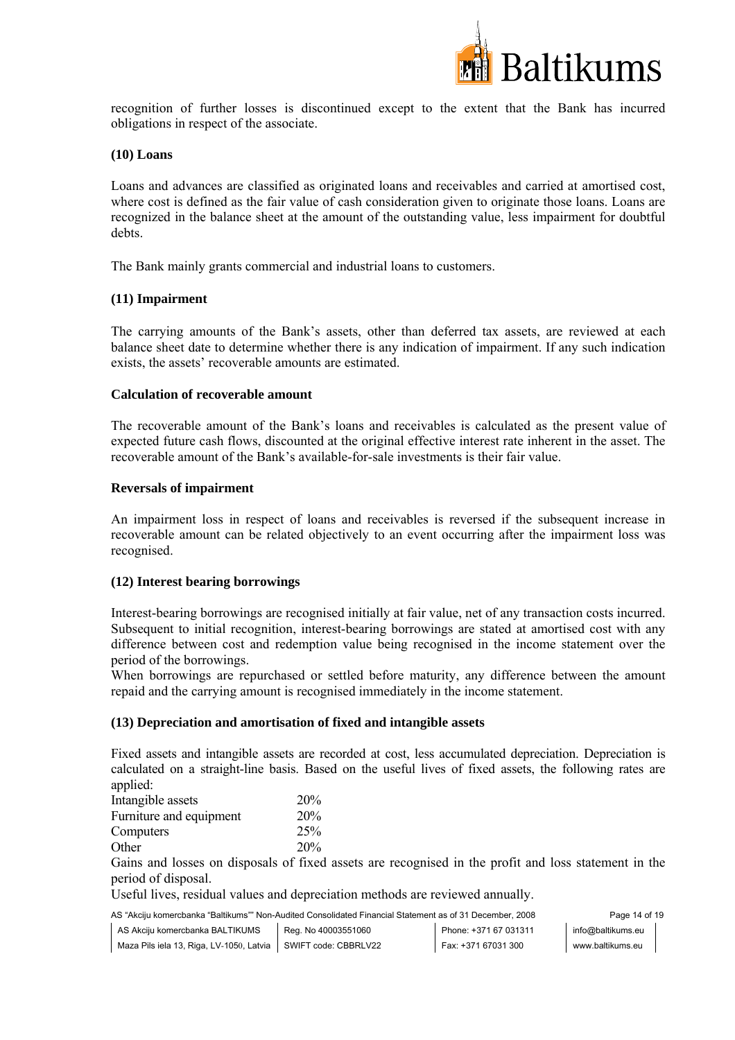recognition of further losses is discontinued except to the extent that the Bank has incurred obligations in respect of the associate.

### (10) Loans

Loans and advances are classified as originated loans and receivables and carried at amortised cost, where cost is defined as the fair value of cash consideration given to originate those loans. Loans are recognized in the balance sheet at the amount of the outstanding value, less impairment for doubtful debts.

The Bank mainly grants commercial and industrial loans to customers.

### (11) Impairment

The carrying amounts of the Bank's assets, other than deferred tax assets, are reviewed at each balance sheet date to determine whether there is any indication of impairment. If any such indication exists, the assets' recoverable amounts are estimated.

#### Calculation of recoverable amount

The recoverable amount of the Bank's loans and receivables is calculated as the present value of expected future cash flows, discounted at the original effective interest rate inherent in the asset. The recoverable amount of the Bank's available-for-sale investments is their fair value.

#### Reversals of impairment

An impairment loss in respect of loans and receivables is reversed if the subsequent increase in recoverable amount can be related objectively to an event occurring after the impairment loss was recognised.

### (12) Interest bearing borrowings

Interest-bearing borrowings are recognised initially at fair value, net of any transaction costs incurred. Subsequent to initial recognition, interest-bearing borrowings are stated at amortised cost with any difference between cost and redemption value being recognised in the income statement over the period of the borrowings.

When borrowings are repurchased or settled before maturity, any difference between the amount repaid and the carrying amount is recognised immediately in the income statement.

### (13) Depreciation and amortisation of fixed and intangible assets

Fixed assets and intangible assets are recorded at cost, less accumulated depreciation. Depreciation is calculated on a straight-line basis. Based on the useful lives of fixed assets, the following rates are applied:

| | |
|---|---|
| Intangible assets | 20% |
| Furniture and equipment | 20% |
| Computers | 25% |
| Other | 20% |

Gains and losses on disposals of fixed assets are recognised in the profit and loss statement in the period of disposal.

Useful lives, residual values and depreciation methods are reviewed annually.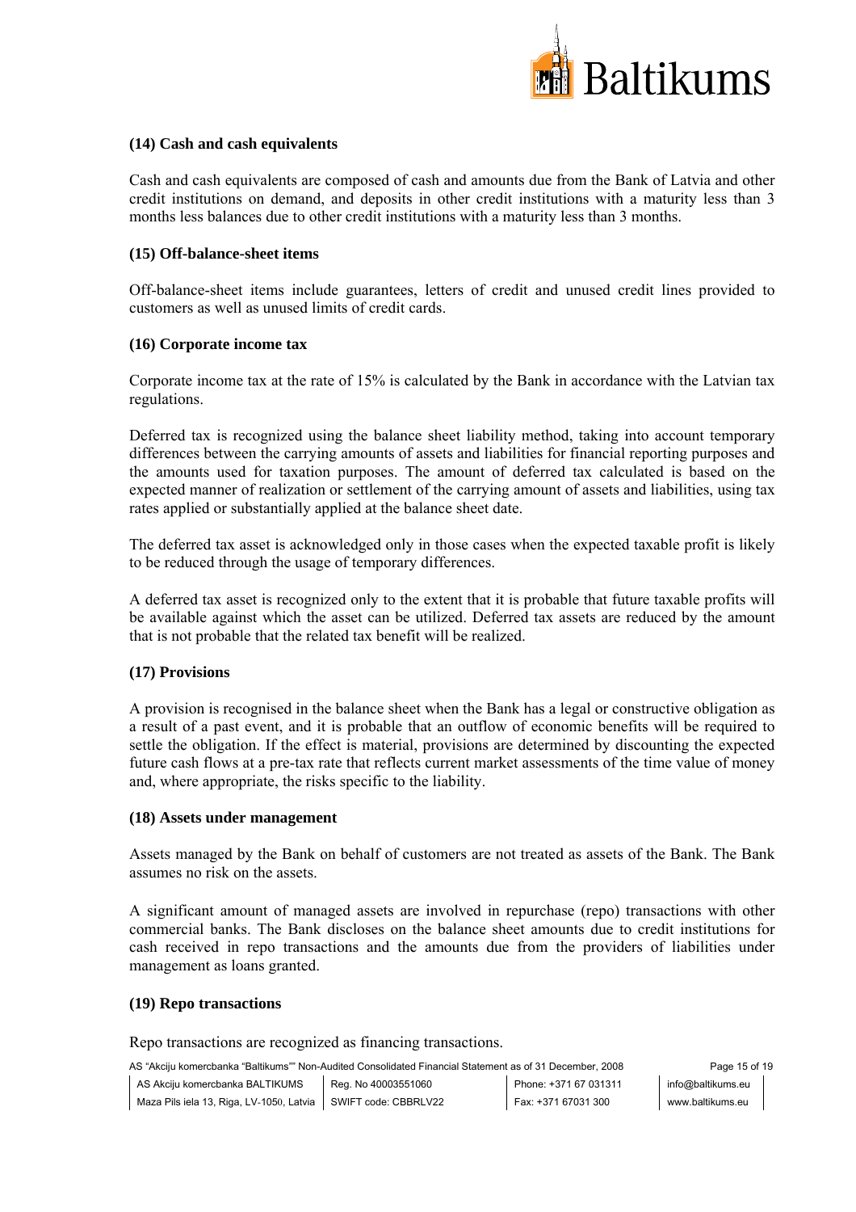**(14) Cash and cash equivalents**

Cash and cash equivalents are composed of cash and amounts due from the Bank of Latvia and other credit institutions on demand, and deposits in other credit institutions with a maturity less than 3 months less balances due to other credit institutions with a maturity less than 3 months.

**(15) Off-balance-sheet items**

Off-balance-sheet items include guarantees, letters of credit and unused credit lines provided to customers as well as unused limits of credit cards.

**(16) Corporate income tax**

Corporate income tax at the rate of 15% is calculated by the Bank in accordance with the Latvian tax regulations.

Deferred tax is recognized using the balance sheet liability method, taking into account temporary differences between the carrying amounts of assets and liabilities for financial reporting purposes and the amounts used for taxation purposes. The amount of deferred tax calculated is based on the expected manner of realization or settlement of the carrying amount of assets and liabilities, using tax rates applied or substantially applied at the balance sheet date.

The deferred tax asset is acknowledged only in those cases when the expected taxable profit is likely to be reduced through the usage of temporary differences.

A deferred tax asset is recognized only to the extent that it is probable that future taxable profits will be available against which the asset can be utilized. Deferred tax assets are reduced by the amount that is not probable that the related tax benefit will be realized.

**(17) Provisions**

A provision is recognised in the balance sheet when the Bank has a legal or constructive obligation as a result of a past event, and it is probable that an outflow of economic benefits will be required to settle the obligation. If the effect is material, provisions are determined by discounting the expected future cash flows at a pre-tax rate that reflects current market assessments of the time value of money and, where appropriate, the risks specific to the liability.

**(18) Assets under management**

Assets managed by the Bank on behalf of customers are not treated as assets of the Bank. The Bank assumes no risk on the assets.

A significant amount of managed assets are involved in repurchase (repo) transactions with other commercial banks. The Bank discloses on the balance sheet amounts due to credit institutions for cash received in repo transactions and the amounts due from the providers of liabilities under management as loans granted.

**(19) Repo transactions**

Repo transactions are recognized as financing transactions.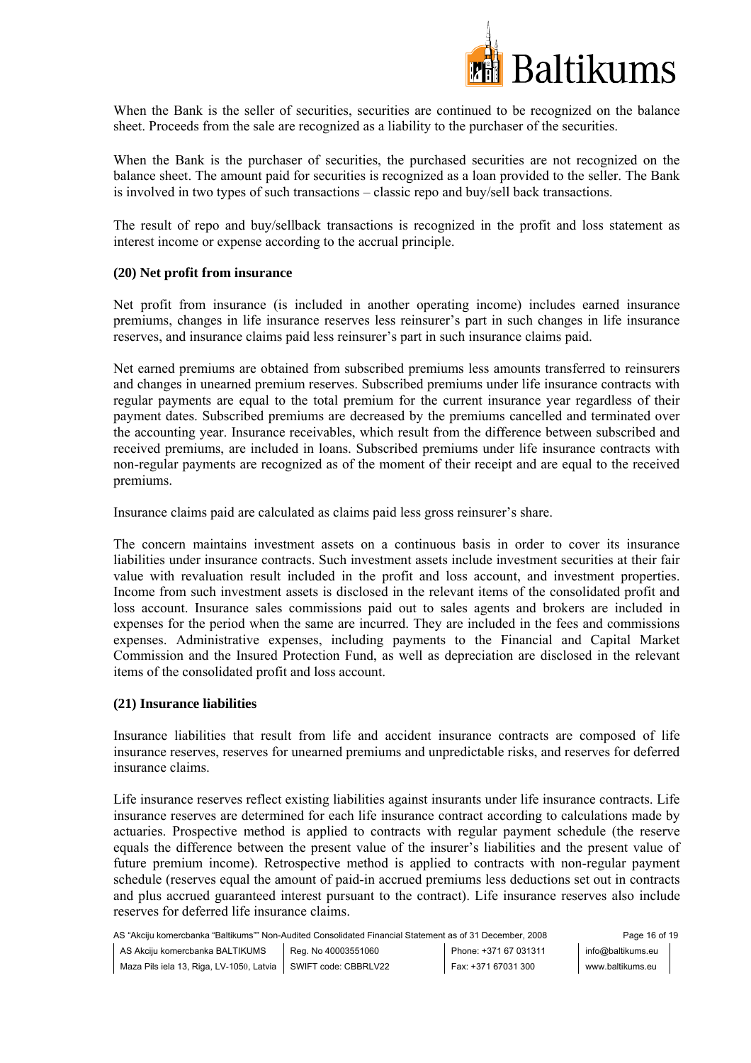When the Bank is the seller of securities, securities are continued to be recognized on the balance sheet. Proceeds from the sale are recognized as a liability to the purchaser of the securities.

When the Bank is the purchaser of securities, the purchased securities are not recognized on the balance sheet. The amount paid for securities is recognized as a loan provided to the seller. The Bank is involved in two types of such transactions – classic repo and buy/sell back transactions.

The result of repo and buy/sellback transactions is recognized in the profit and loss statement as interest income or expense according to the accrual principle.

### (20) Net profit from insurance

Net profit from insurance (is included in another operating income) includes earned insurance premiums, changes in life insurance reserves less reinsurer's part in such changes in life insurance reserves, and insurance claims paid less reinsurer's part in such insurance claims paid.

Net earned premiums are obtained from subscribed premiums less amounts transferred to reinsurers and changes in unearned premium reserves. Subscribed premiums under life insurance contracts with regular payments are equal to the total premium for the current insurance year regardless of their payment dates. Subscribed premiums are decreased by the premiums cancelled and terminated over the accounting year. Insurance receivables, which result from the difference between subscribed and received premiums, are included in loans. Subscribed premiums under life insurance contracts with non-regular payments are recognized as of the moment of their receipt and are equal to the received premiums.

Insurance claims paid are calculated as claims paid less gross reinsurer's share.

The concern maintains investment assets on a continuous basis in order to cover its insurance liabilities under insurance contracts. Such investment assets include investment securities at their fair value with revaluation result included in the profit and loss account, and investment properties. Income from such investment assets is disclosed in the relevant items of the consolidated profit and loss account. Insurance sales commissions paid out to sales agents and brokers are included in expenses for the period when the same are incurred. They are included in the fees and commissions expenses. Administrative expenses, including payments to the Financial and Capital Market Commission and the Insured Protection Fund, as well as depreciation are disclosed in the relevant items of the consolidated profit and loss account.

### (21) Insurance liabilities

Insurance liabilities that result from life and accident insurance contracts are composed of life insurance reserves, reserves for unearned premiums and unpredictable risks, and reserves for deferred insurance claims.

Life insurance reserves reflect existing liabilities against insurants under life insurance contracts. Life insurance reserves are determined for each life insurance contract according to calculations made by actuaries. Prospective method is applied to contracts with regular payment schedule (the reserve equals the difference between the present value of the insurer's liabilities and the present value of future premium income). Retrospective method is applied to contracts with non-regular payment schedule (reserves equal the amount of paid-in accrued premiums less deductions set out in contracts and plus accrued guaranteed interest pursuant to the contract). Life insurance reserves also include reserves for deferred life insurance claims.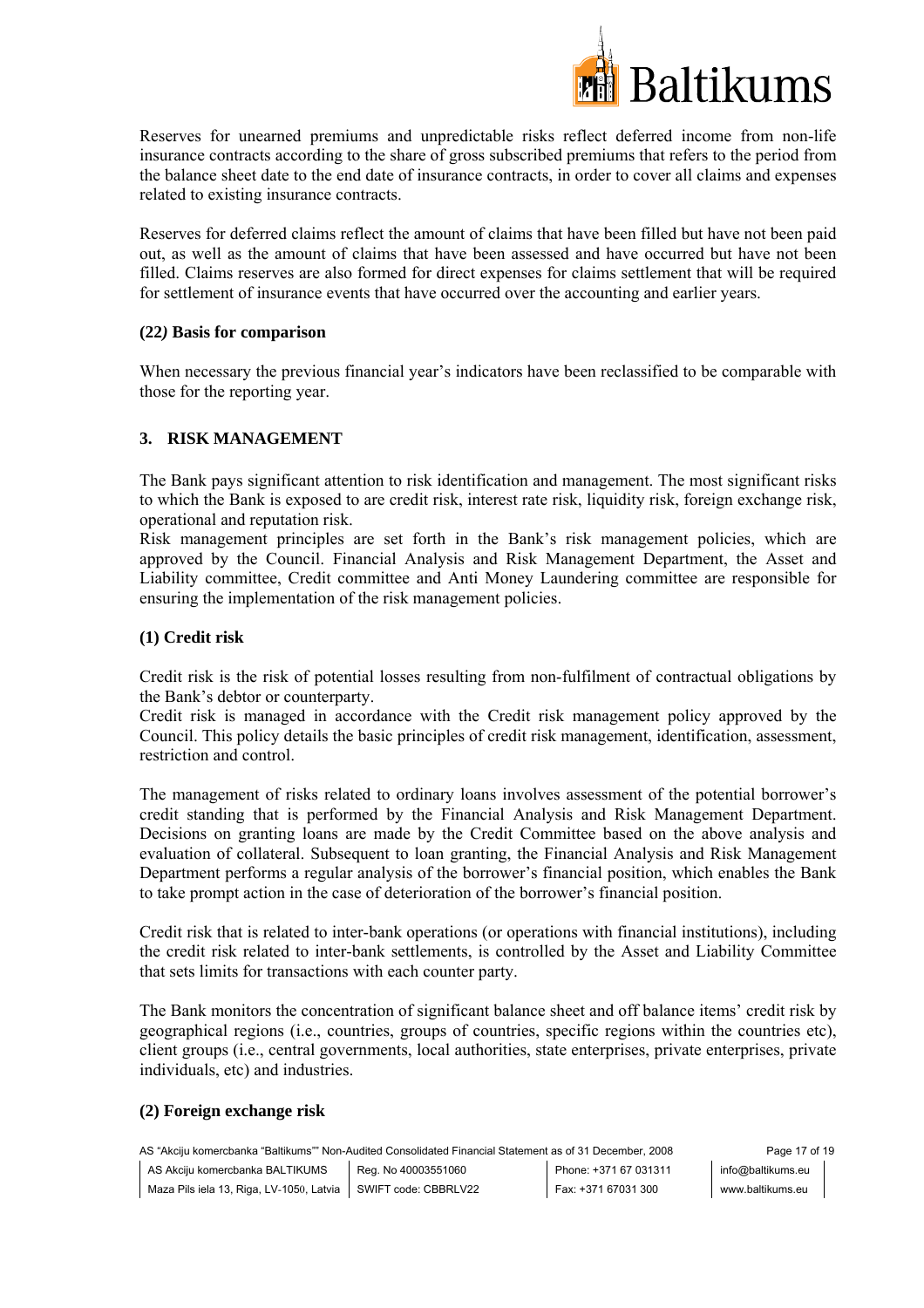Reserves for unearned premiums and unpredictable risks reflect deferred income from non-life insurance contracts according to the share of gross subscribed premiums that refers to the period from the balance sheet date to the end date of insurance contracts, in order to cover all claims and expenses related to existing insurance contracts.

Reserves for deferred claims reflect the amount of claims that have been filled but have not been paid out, as well as the amount of claims that have been assessed and have occurred but have not been filled. Claims reserves are also formed for direct expenses for claims settlement that will be required for settlement of insurance events that have occurred over the accounting and earlier years.

**(22*)* Basis for comparison**

When necessary the previous financial year's indicators have been reclassified to be comparable with those for the reporting year.

## 3. RISK MANAGEMENT

The Bank pays significant attention to risk identification and management. The most significant risks to which the Bank is exposed to are credit risk, interest rate risk, liquidity risk, foreign exchange risk, operational and reputation risk.
Risk management principles are set forth in the Bank's risk management policies, which are approved by the Council. Financial Analysis and Risk Management Department, the Asset and Liability committee, Credit committee and Anti Money Laundering committee are responsible for ensuring the implementation of the risk management policies.

### (1) Credit risk

Credit risk is the risk of potential losses resulting from non-fulfilment of contractual obligations by the Bank's debtor or counterparty.
Credit risk is managed in accordance with the Credit risk management policy approved by the Council. This policy details the basic principles of credit risk management, identification, assessment, restriction and control.

The management of risks related to ordinary loans involves assessment of the potential borrower's credit standing that is performed by the Financial Analysis and Risk Management Department. Decisions on granting loans are made by the Credit Committee based on the above analysis and evaluation of collateral. Subsequent to loan granting, the Financial Analysis and Risk Management Department performs a regular analysis of the borrower's financial position, which enables the Bank to take prompt action in the case of deterioration of the borrower's financial position.

Credit risk that is related to inter-bank operations (or operations with financial institutions), including the credit risk related to inter-bank settlements, is controlled by the Asset and Liability Committee that sets limits for transactions with each counter party.

The Bank monitors the concentration of significant balance sheet and off balance items' credit risk by geographical regions (i.e., countries, groups of countries, specific regions within the countries etc), client groups (i.e., central governments, local authorities, state enterprises, private enterprises, private individuals, etc) and industries.

### (2) Foreign exchange risk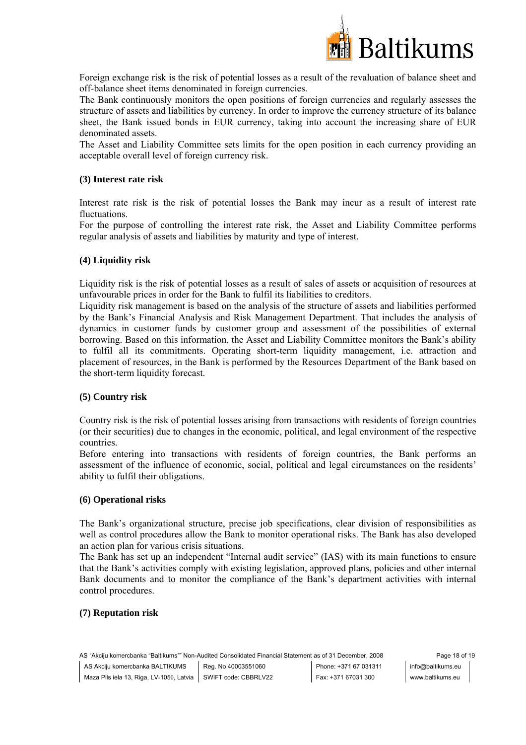Foreign exchange risk is the risk of potential losses as a result of the revaluation of balance sheet and off-balance sheet items denominated in foreign currencies.

The Bank continuously monitors the open positions of foreign currencies and regularly assesses the structure of assets and liabilities by currency. In order to improve the currency structure of its balance sheet, the Bank issued bonds in EUR currency, taking into account the increasing share of EUR denominated assets.

The Asset and Liability Committee sets limits for the open position in each currency providing an acceptable overall level of foreign currency risk.

**(3) Interest rate risk**

Interest rate risk is the risk of potential losses the Bank may incur as a result of interest rate fluctuations.

For the purpose of controlling the interest rate risk, the Asset and Liability Committee performs regular analysis of assets and liabilities by maturity and type of interest.

**(4) Liquidity risk**

Liquidity risk is the risk of potential losses as a result of sales of assets or acquisition of resources at unfavourable prices in order for the Bank to fulfil its liabilities to creditors.

Liquidity risk management is based on the analysis of the structure of assets and liabilities performed by the Bank's Financial Analysis and Risk Management Department. That includes the analysis of dynamics in customer funds by customer group and assessment of the possibilities of external borrowing. Based on this information, the Asset and Liability Committee monitors the Bank's ability to fulfil all its commitments. Operating short-term liquidity management, i.e. attraction and placement of resources, in the Bank is performed by the Resources Department of the Bank based on the short-term liquidity forecast.

**(5) Country risk**

Country risk is the risk of potential losses arising from transactions with residents of foreign countries (or their securities) due to changes in the economic, political, and legal environment of the respective countries.

Before entering into transactions with residents of foreign countries, the Bank performs an assessment of the influence of economic, social, political and legal circumstances on the residents' ability to fulfil their obligations.

**(6) Operational risks**

The Bank's organizational structure, precise job specifications, clear division of responsibilities as well as control procedures allow the Bank to monitor operational risks. The Bank has also developed an action plan for various crisis situations.

The Bank has set up an independent "Internal audit service" (IAS) with its main functions to ensure that the Bank's activities comply with existing legislation, approved plans, policies and other internal Bank documents and to monitor the compliance of the Bank's department activities with internal control procedures.

**(7) Reputation risk**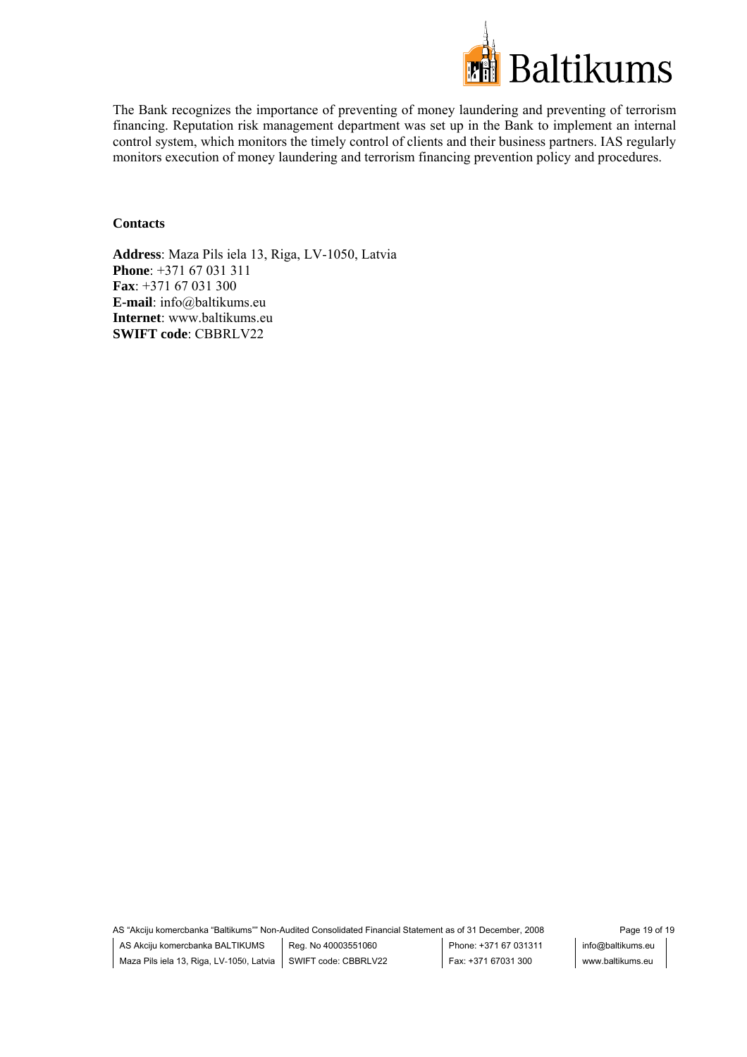The Bank recognizes the importance of preventing of money laundering and preventing of terrorism financing. Reputation risk management department was set up in the Bank to implement an internal control system, which monitors the timely control of clients and their business partners. IAS regularly monitors execution of money laundering and terrorism financing prevention policy and procedures.

**Contacts**

**Address**: Maza Pils iela 13, Riga, LV-1050, Latvia
**Phone**: +371 67 031 311
**Fax**: +371 67 031 300
**E-mail**: info@baltikums.eu
**Internet**: www.baltikums.eu
**SWIFT code**: CBBRLV22